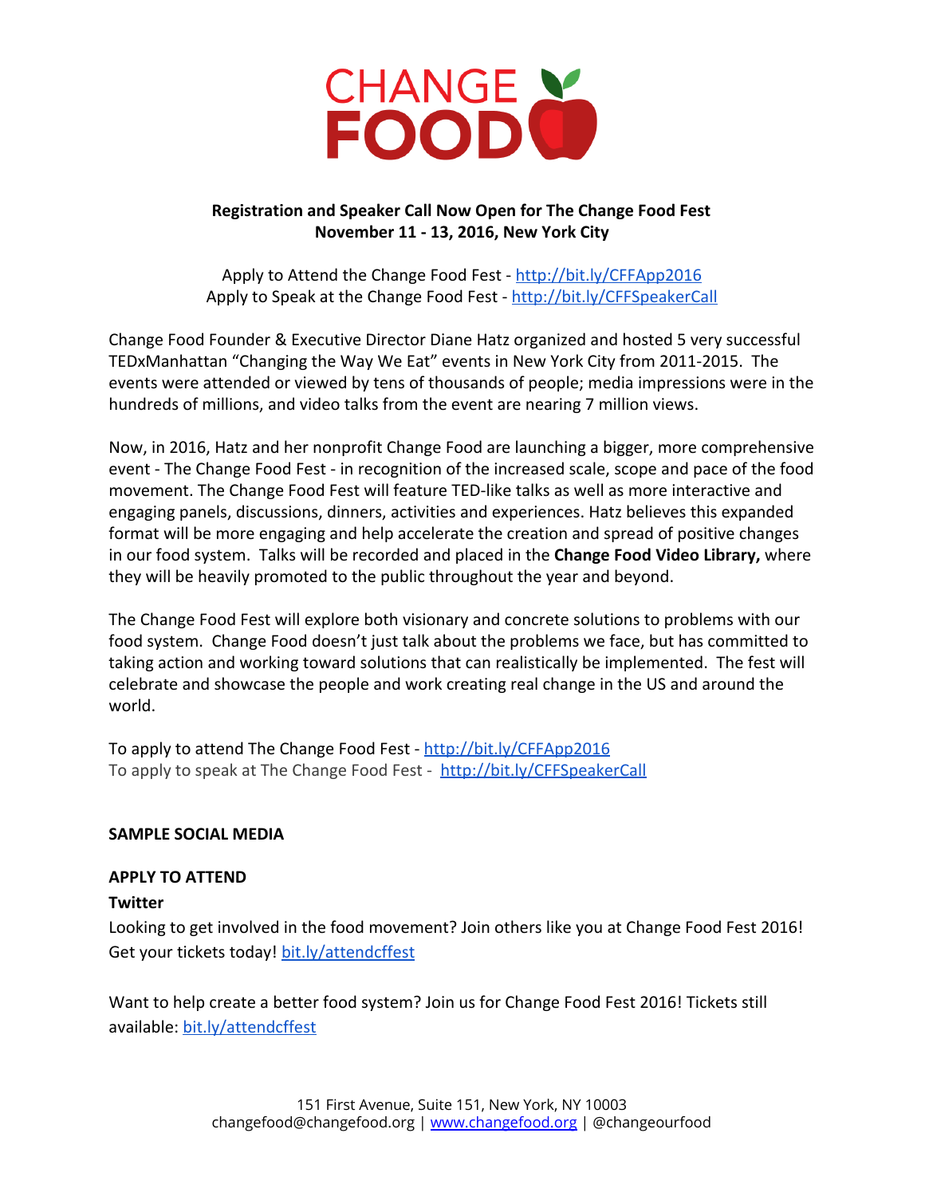CHANGE FOOD

**Registration and Speaker Call Now Open for The Change Food Fest**
**November 11 - 13, 2016, New York City**

Apply to Attend the Change Food Fest - http://bit.ly/CFFApp2016
Apply to Speak at the Change Food Fest - http://bit.ly/CFFSpeakerCall

Change Food Founder & Executive Director Diane Hatz organized and hosted 5 very successful TEDxManhattan "Changing the Way We Eat" events in New York City from 2011-2015. The events were attended or viewed by tens of thousands of people; media impressions were in the hundreds of millions, and video talks from the event are nearing 7 million views.

Now, in 2016, Hatz and her nonprofit Change Food are launching a bigger, more comprehensive event - The Change Food Fest - in recognition of the increased scale, scope and pace of the food movement. The Change Food Fest will feature TED-like talks as well as more interactive and engaging panels, discussions, dinners, activities and experiences. Hatz believes this expanded format will be more engaging and help accelerate the creation and spread of positive changes in our food system. Talks will be recorded and placed in the **Change Food Video Library,** where they will be heavily promoted to the public throughout the year and beyond.

The Change Food Fest will explore both visionary and concrete solutions to problems with our food system. Change Food doesn't just talk about the problems we face, but has committed to taking action and working toward solutions that can realistically be implemented. The fest will celebrate and showcase the people and work creating real change in the US and around the world.

To apply to attend The Change Food Fest - http://bit.ly/CFFApp2016
To apply to speak at The Change Food Fest - http://bit.ly/CFFSpeakerCall

**SAMPLE SOCIAL MEDIA**

**APPLY TO ATTEND**

**Twitter**

Looking to get involved in the food movement? Join others like you at Change Food Fest 2016! Get your tickets today! bit.ly/attendcffest

Want to help create a better food system? Join us for Change Food Fest 2016! Tickets still available: bit.ly/attendcffest

151 First Avenue, Suite 151, New York, NY 10003
changefood@changefood.org | www.changefood.org | @changeourfood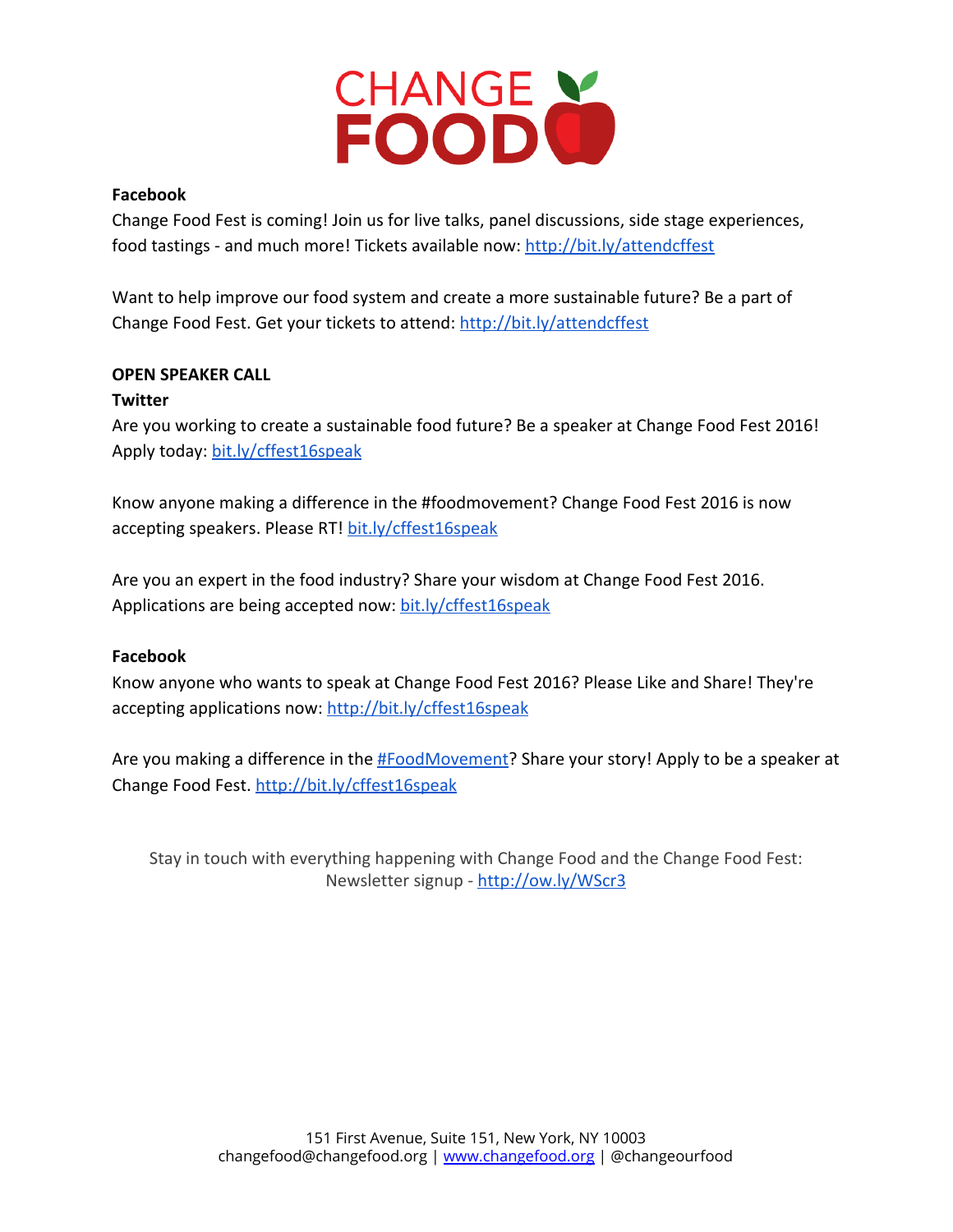CHANGE FOOD

**Facebook**

Change Food Fest is coming! Join us for live talks, panel discussions, side stage experiences, food tastings - and much more! Tickets available now: http://bit.ly/attendcffest

Want to help improve our food system and create a more sustainable future? Be a part of Change Food Fest. Get your tickets to attend: http://bit.ly/attendcffest

**OPEN SPEAKER CALL**

**Twitter**

Are you working to create a sustainable food future? Be a speaker at Change Food Fest 2016! Apply today: bit.ly/cffest16speak

Know anyone making a difference in the #foodmovement? Change Food Fest 2016 is now accepting speakers. Please RT! bit.ly/cffest16speak

Are you an expert in the food industry? Share your wisdom at Change Food Fest 2016. Applications are being accepted now: bit.ly/cffest16speak

**Facebook**

Know anyone who wants to speak at Change Food Fest 2016? Please Like and Share! They're accepting applications now: http://bit.ly/cffest16speak

Are you making a difference in the #FoodMovement? Share your story! Apply to be a speaker at Change Food Fest. http://bit.ly/cffest16speak

Stay in touch with everything happening with Change Food and the Change Food Fest: Newsletter signup - http://ow.ly/WScr3

151 First Avenue, Suite 151, New York, NY 10003
changefood@changefood.org | www.changefood.org | @changeourfood